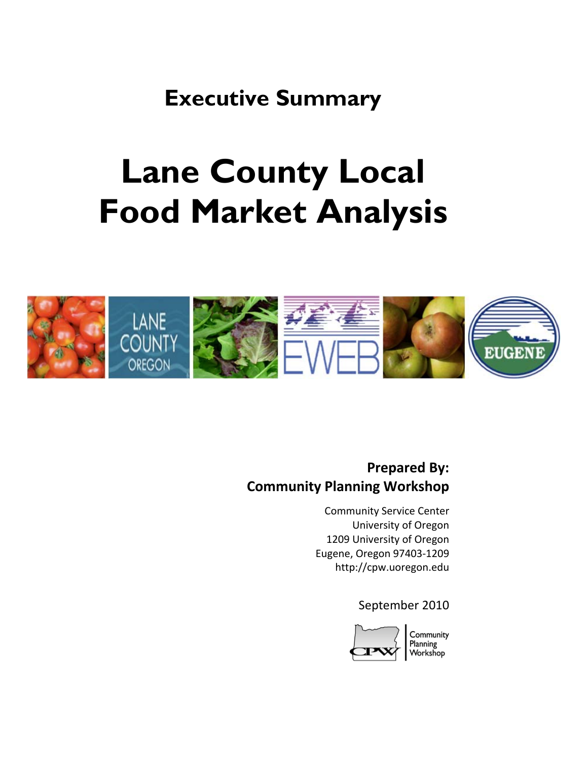## Executive Summary

# Lane County Local Food Market Analysis

**Prepared By:**
**Community Planning Workshop**

Community Service Center
University of Oregon
1209 University of Oregon
Eugene, Oregon 97403-1209
http://cpw.uoregon.edu

September 2010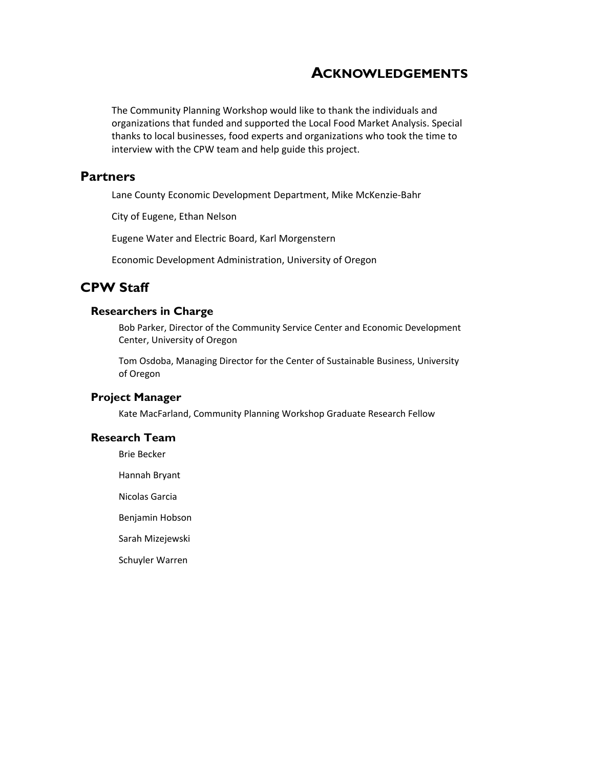# ACKNOWLEDGEMENTS

The Community Planning Workshop would like to thank the individuals and organizations that funded and supported the Local Food Market Analysis. Special thanks to local businesses, food experts and organizations who took the time to interview with the CPW team and help guide this project.

## Partners

Lane County Economic Development Department, Mike McKenzie-Bahr

City of Eugene, Ethan Nelson

Eugene Water and Electric Board, Karl Morgenstern

Economic Development Administration, University of Oregon

## CPW Staff

### Researchers in Charge

Bob Parker, Director of the Community Service Center and Economic Development Center, University of Oregon

Tom Osdoba, Managing Director for the Center of Sustainable Business, University of Oregon

### Project Manager

Kate MacFarland, Community Planning Workshop Graduate Research Fellow

### Research Team

Brie Becker

Hannah Bryant

Nicolas Garcia

Benjamin Hobson

Sarah Mizejewski

Schuyler Warren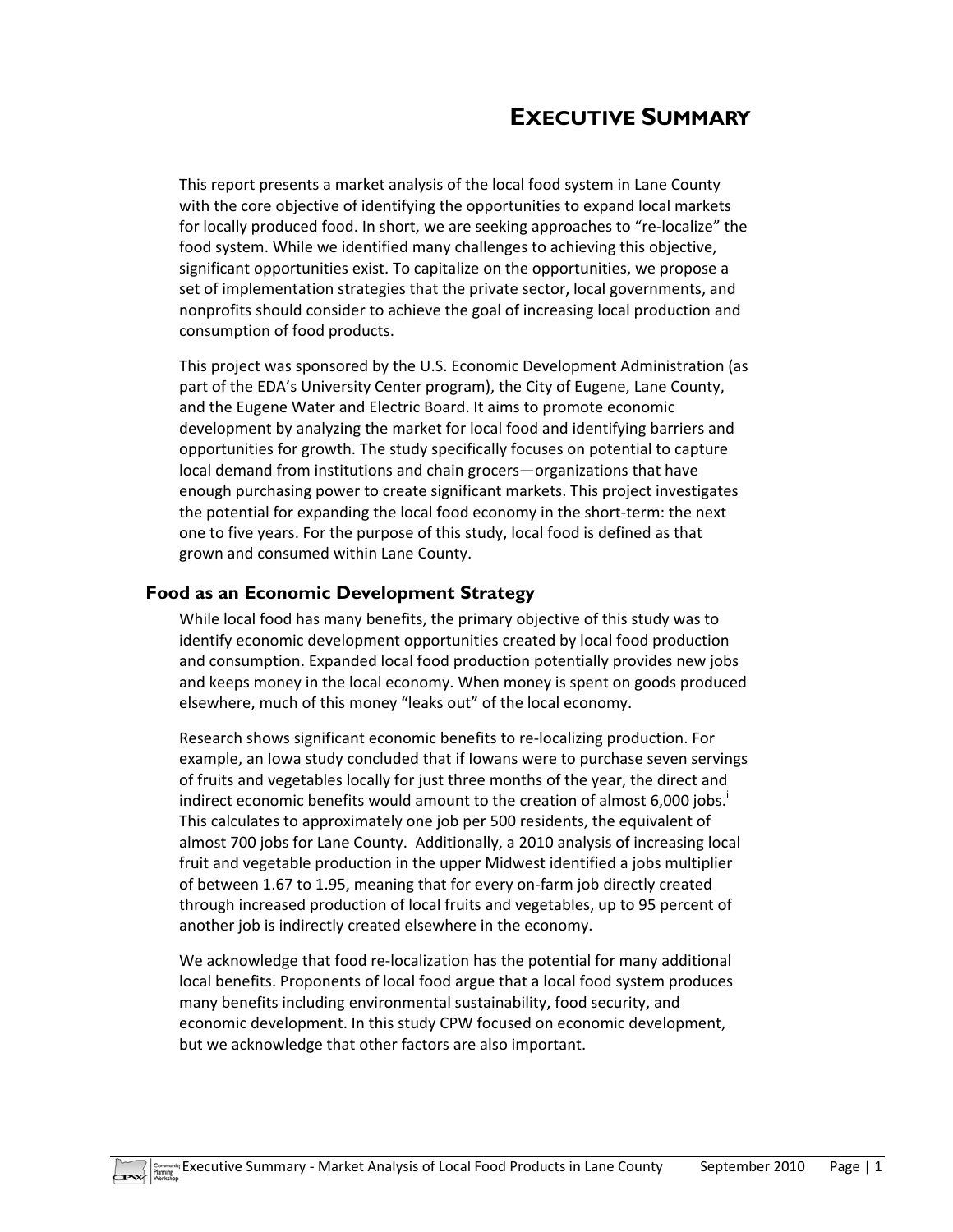# EXECUTIVE SUMMARY

This report presents a market analysis of the local food system in Lane County with the core objective of identifying the opportunities to expand local markets for locally produced food. In short, we are seeking approaches to "re-localize" the food system. While we identified many challenges to achieving this objective, significant opportunities exist. To capitalize on the opportunities, we propose a set of implementation strategies that the private sector, local governments, and nonprofits should consider to achieve the goal of increasing local production and consumption of food products.

This project was sponsored by the U.S. Economic Development Administration (as part of the EDA's University Center program), the City of Eugene, Lane County, and the Eugene Water and Electric Board. It aims to promote economic development by analyzing the market for local food and identifying barriers and opportunities for growth. The study specifically focuses on potential to capture local demand from institutions and chain grocers—organizations that have enough purchasing power to create significant markets. This project investigates the potential for expanding the local food economy in the short-term: the next one to five years. For the purpose of this study, local food is defined as that grown and consumed within Lane County.

## Food as an Economic Development Strategy

While local food has many benefits, the primary objective of this study was to identify economic development opportunities created by local food production and consumption. Expanded local food production potentially provides new jobs and keeps money in the local economy. When money is spent on goods produced elsewhere, much of this money "leaks out" of the local economy.

Research shows significant economic benefits to re-localizing production. For example, an Iowa study concluded that if Iowans were to purchase seven servings of fruits and vegetables locally for just three months of the year, the direct and indirect economic benefits would amount to the creation of almost 6,000 jobs.[i] This calculates to approximately one job per 500 residents, the equivalent of almost 700 jobs for Lane County. Additionally, a 2010 analysis of increasing local fruit and vegetable production in the upper Midwest identified a jobs multiplier of between 1.67 to 1.95, meaning that for every on-farm job directly created through increased production of local fruits and vegetables, up to 95 percent of another job is indirectly created elsewhere in the economy.

We acknowledge that food re-localization has the potential for many additional local benefits. Proponents of local food argue that a local food system produces many benefits including environmental sustainability, food security, and economic development. In this study CPW focused on economic development, but we acknowledge that other factors are also important.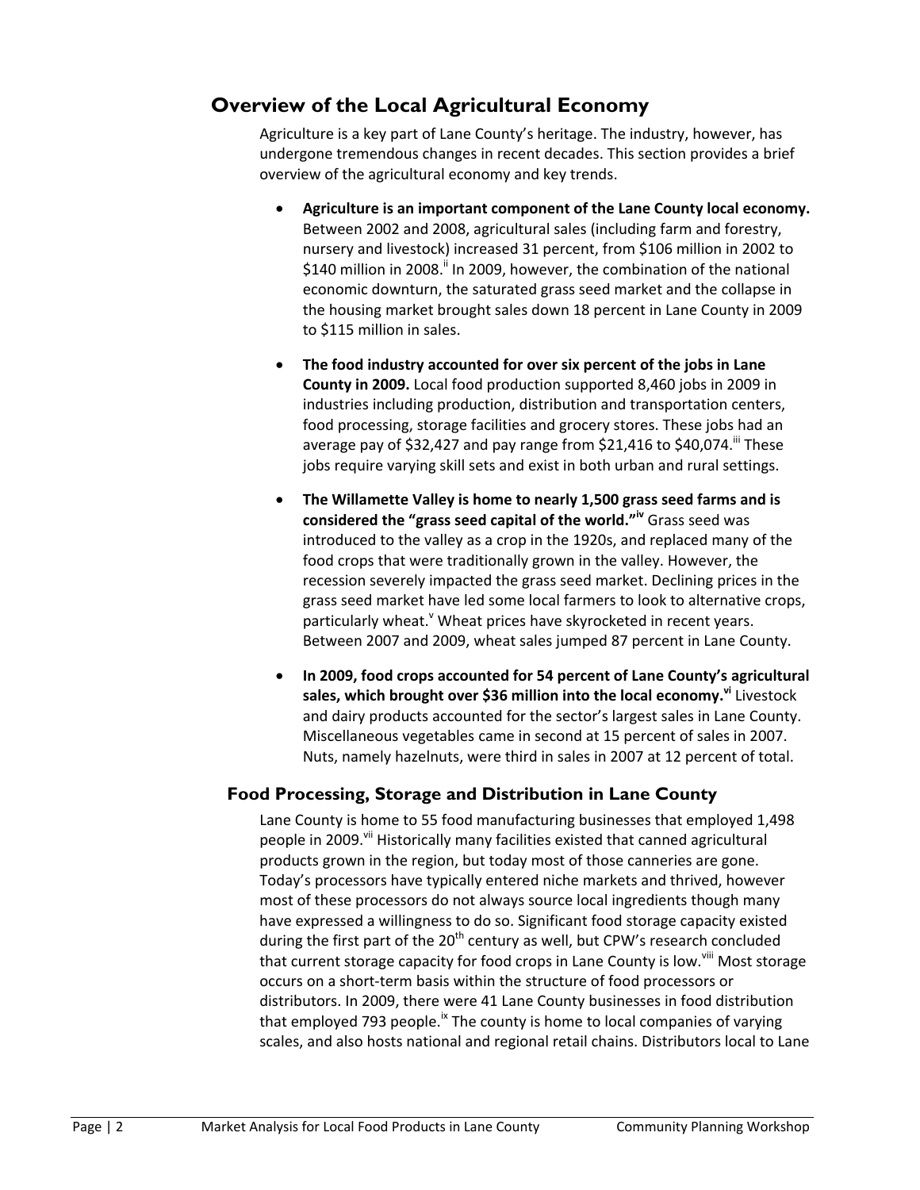## Overview of the Local Agricultural Economy

Agriculture is a key part of Lane County's heritage. The industry, however, has undergone tremendous changes in recent decades. This section provides a brief overview of the agricultural economy and key trends.

- **Agriculture is an important component of the Lane County local economy.** Between 2002 and 2008, agricultural sales (including farm and forestry, nursery and livestock) increased 31 percent, from $106 million in 2002 to $140 million in 2008.[ii] In 2009, however, the combination of the national economic downturn, the saturated grass seed market and the collapse in the housing market brought sales down 18 percent in Lane County in 2009 to $115 million in sales.
- **The food industry accounted for over six percent of the jobs in Lane County in 2009.** Local food production supported 8,460 jobs in 2009 in industries including production, distribution and transportation centers, food processing, storage facilities and grocery stores. These jobs had an average pay of $32,427 and pay range from $21,416 to $40,074.[iii] These jobs require varying skill sets and exist in both urban and rural settings.
- **The Willamette Valley is home to nearly 1,500 grass seed farms and is considered the "grass seed capital of the world."[iv]** Grass seed was introduced to the valley as a crop in the 1920s, and replaced many of the food crops that were traditionally grown in the valley. However, the recession severely impacted the grass seed market. Declining prices in the grass seed market have led some local farmers to look to alternative crops, particularly wheat.[v] Wheat prices have skyrocketed in recent years. Between 2007 and 2009, wheat sales jumped 87 percent in Lane County.
- **In 2009, food crops accounted for 54 percent of Lane County's agricultural sales, which brought over $36 million into the local economy.[vi]** Livestock and dairy products accounted for the sector's largest sales in Lane County. Miscellaneous vegetables came in second at 15 percent of sales in 2007. Nuts, namely hazelnuts, were third in sales in 2007 at 12 percent of total.

### Food Processing, Storage and Distribution in Lane County

Lane County is home to 55 food manufacturing businesses that employed 1,498 people in 2009.[vii] Historically many facilities existed that canned agricultural products grown in the region, but today most of those canneries are gone. Today's processors have typically entered niche markets and thrived, however most of these processors do not always source local ingredients though many have expressed a willingness to do so. Significant food storage capacity existed during the first part of the 20th century as well, but CPW's research concluded that current storage capacity for food crops in Lane County is low.[viii] Most storage occurs on a short-term basis within the structure of food processors or distributors. In 2009, there were 41 Lane County businesses in food distribution that employed 793 people.[ix] The county is home to local companies of varying scales, and also hosts national and regional retail chains. Distributors local to Lane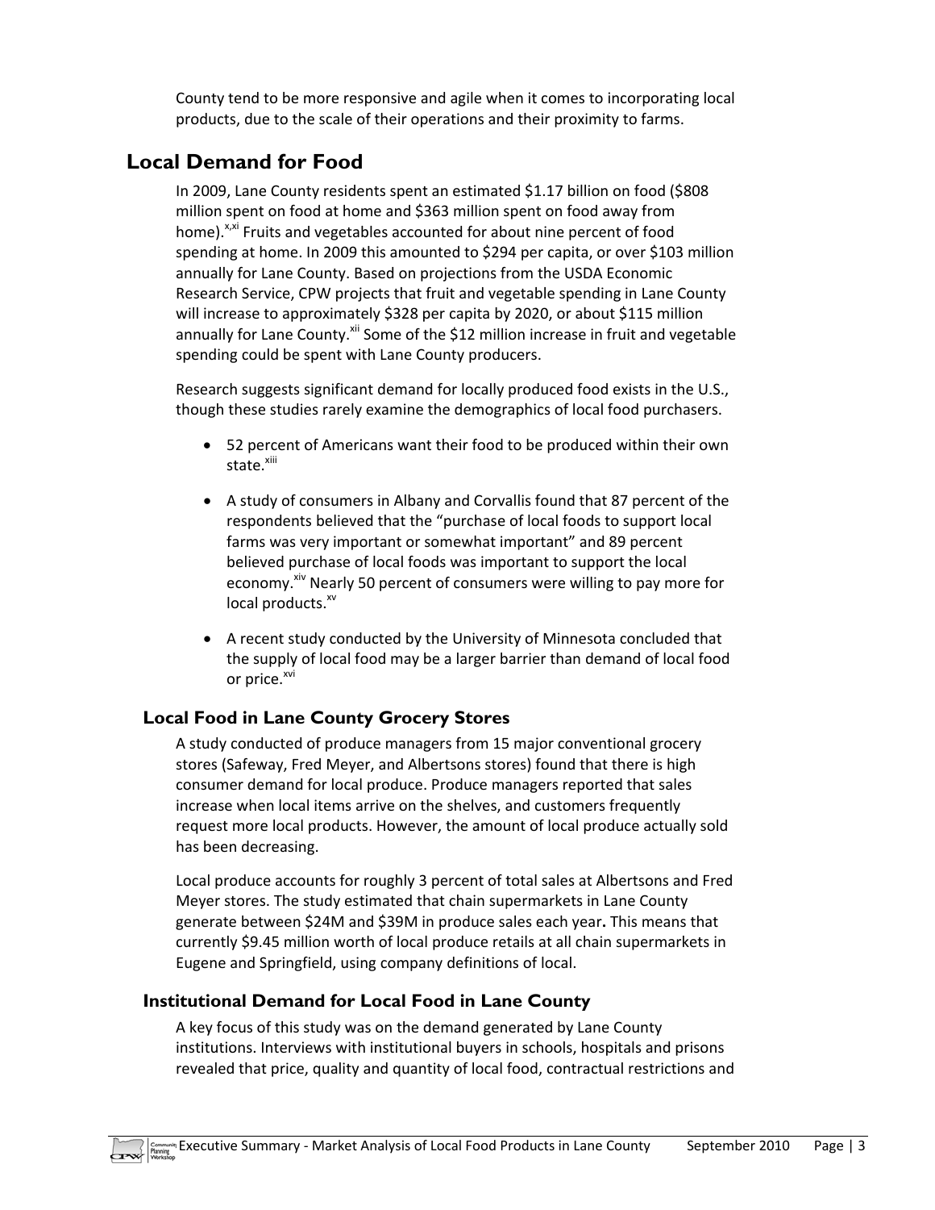County tend to be more responsive and agile when it comes to incorporating local products, due to the scale of their operations and their proximity to farms.

## Local Demand for Food

In 2009, Lane County residents spent an estimated $1.17 billion on food ($808 million spent on food at home and $363 million spent on food away from home).[x,xi] Fruits and vegetables accounted for about nine percent of food spending at home. In 2009 this amounted to $294 per capita, or over $103 million annually for Lane County. Based on projections from the USDA Economic Research Service, CPW projects that fruit and vegetable spending in Lane County will increase to approximately $328 per capita by 2020, or about $115 million annually for Lane County.[xii] Some of the $12 million increase in fruit and vegetable spending could be spent with Lane County producers.

Research suggests significant demand for locally produced food exists in the U.S., though these studies rarely examine the demographics of local food purchasers.

- 52 percent of Americans want their food to be produced within their own state.[xiii]
- A study of consumers in Albany and Corvallis found that 87 percent of the respondents believed that the "purchase of local foods to support local farms was very important or somewhat important" and 89 percent believed purchase of local foods was important to support the local economy.[xiv] Nearly 50 percent of consumers were willing to pay more for local products.[xv]
- A recent study conducted by the University of Minnesota concluded that the supply of local food may be a larger barrier than demand of local food or price.[xvi]

### Local Food in Lane County Grocery Stores

A study conducted of produce managers from 15 major conventional grocery stores (Safeway, Fred Meyer, and Albertsons stores) found that there is high consumer demand for local produce. Produce managers reported that sales increase when local items arrive on the shelves, and customers frequently request more local products. However, the amount of local produce actually sold has been decreasing.

Local produce accounts for roughly 3 percent of total sales at Albertsons and Fred Meyer stores. The study estimated that chain supermarkets in Lane County generate between $24M and $39M in produce sales each year**.** This means that currently $9.45 million worth of local produce retails at all chain supermarkets in Eugene and Springfield, using company definitions of local.

### Institutional Demand for Local Food in Lane County

A key focus of this study was on the demand generated by Lane County institutions. Interviews with institutional buyers in schools, hospitals and prisons revealed that price, quality and quantity of local food, contractual restrictions and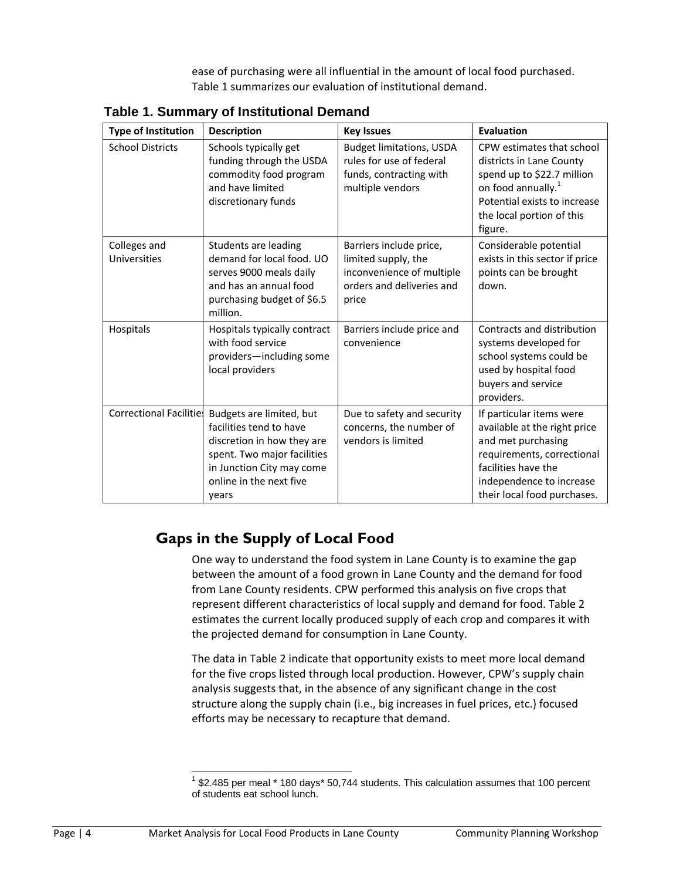ease of purchasing were all influential in the amount of local food purchased. Table 1 summarizes our evaluation of institutional demand.

**Table 1. Summary of Institutional Demand**

| Type of Institution | Description | Key Issues | Evaluation |
|---|---|---|---|
| School Districts | Schools typically get funding through the USDA commodity food program and have limited discretionary funds | Budget limitations, USDA rules for use of federal funds, contracting with multiple vendors | CPW estimates that school districts in Lane County spend up to $22.7 million on food annually.[1] Potential exists to increase the local portion of this figure. |
| Colleges and Universities | Students are leading demand for local food. UO serves 9000 meals daily and has an annual food purchasing budget of $6.5 million. | Barriers include price, limited supply, the inconvenience of multiple orders and deliveries and price | Considerable potential exists in this sector if price points can be brought down. |
| Hospitals | Hospitals typically contract with food service providers—including some local providers | Barriers include price and convenience | Contracts and distribution systems developed for school systems could be used by hospital food buyers and service providers. |
| Correctional Facilities | Budgets are limited, but facilities tend to have discretion in how they are spent. Two major facilities in Junction City may come online in the next five years | Due to safety and security concerns, the number of vendors is limited | If particular items were available at the right price and met purchasing requirements, correctional facilities have the independence to increase their local food purchases. |

## Gaps in the Supply of Local Food

One way to understand the food system in Lane County is to examine the gap between the amount of a food grown in Lane County and the demand for food from Lane County residents. CPW performed this analysis on five crops that represent different characteristics of local supply and demand for food. Table 2 estimates the current locally produced supply of each crop and compares it with the projected demand for consumption in Lane County.

The data in Table 2 indicate that opportunity exists to meet more local demand for the five crops listed through local production. However, CPW's supply chain analysis suggests that, in the absence of any significant change in the cost structure along the supply chain (i.e., big increases in fuel prices, etc.) focused efforts may be necessary to recapture that demand.

[1] $2.485 per meal * 180 days* 50,744 students. This calculation assumes that 100 percent of students eat school lunch.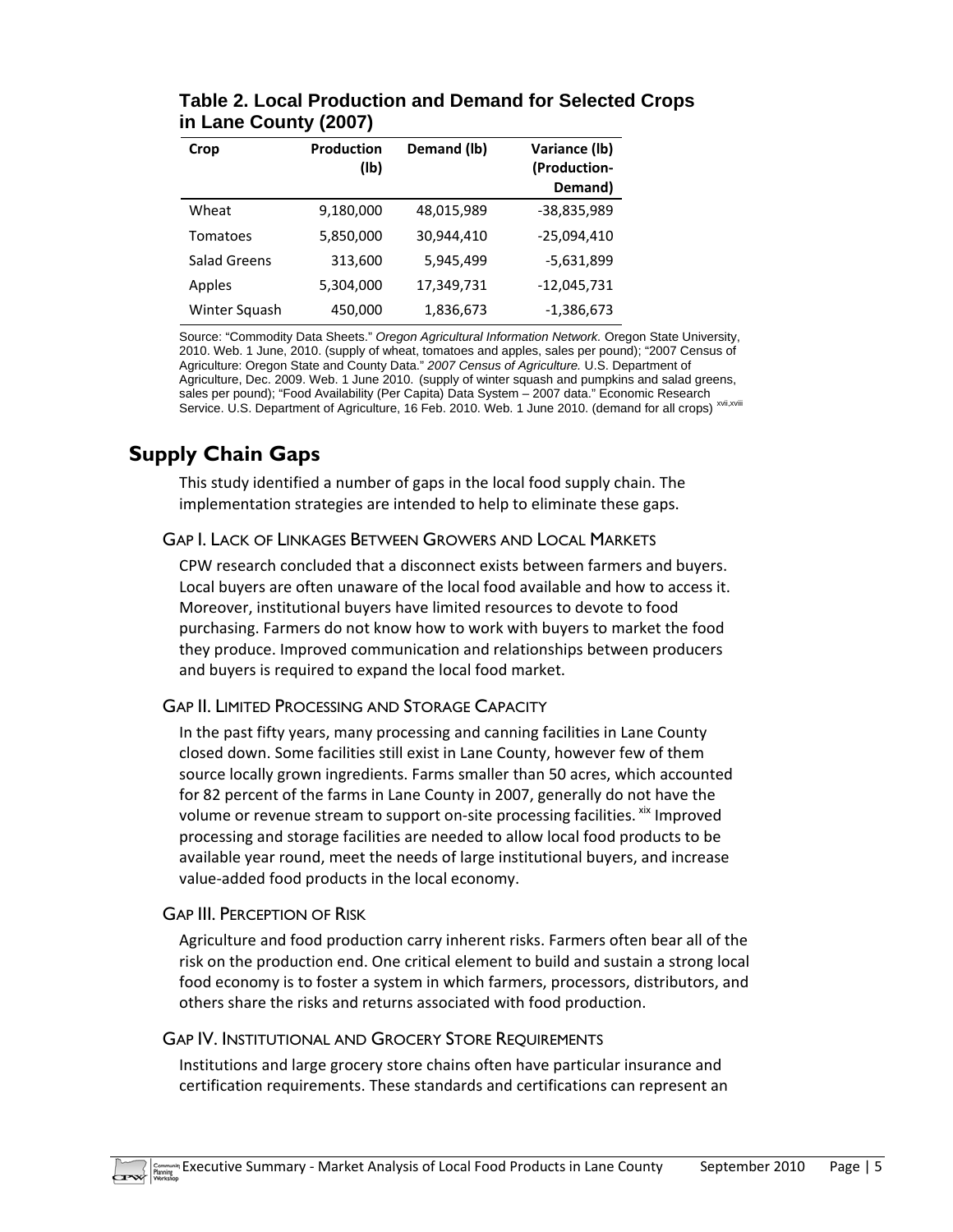**Table 2. Local Production and Demand for Selected Crops in Lane County (2007)**

| Crop | Production (lb) | Demand (lb) | Variance (lb) (Production-Demand) |
|---|---|---|---|
| Wheat | 9,180,000 | 48,015,989 | -38,835,989 |
| Tomatoes | 5,850,000 | 30,944,410 | -25,094,410 |
| Salad Greens | 313,600 | 5,945,499 | -5,631,899 |
| Apples | 5,304,000 | 17,349,731 | -12,045,731 |
| Winter Squash | 450,000 | 1,836,673 | -1,386,673 |

Source: "Commodity Data Sheets." *Oregon Agricultural Information Network.* Oregon State University, 2010. Web. 1 June, 2010. (supply of wheat, tomatoes and apples, sales per pound); "2007 Census of Agriculture: Oregon State and County Data." *2007 Census of Agriculture.* U.S. Department of Agriculture, Dec. 2009. Web. 1 June 2010. (supply of winter squash and pumpkins and salad greens, sales per pound); "Food Availability (Per Capita) Data System – 2007 data." Economic Research Service. U.S. Department of Agriculture, 16 Feb. 2010. Web. 1 June 2010. (demand for all crops) [xvii,xviii]

## Supply Chain Gaps

This study identified a number of gaps in the local food supply chain. The implementation strategies are intended to help to eliminate these gaps.

### Gap I. Lack of Linkages Between Growers and Local Markets

CPW research concluded that a disconnect exists between farmers and buyers. Local buyers are often unaware of the local food available and how to access it. Moreover, institutional buyers have limited resources to devote to food purchasing. Farmers do not know how to work with buyers to market the food they produce. Improved communication and relationships between producers and buyers is required to expand the local food market.

### Gap II. Limited Processing and Storage Capacity

In the past fifty years, many processing and canning facilities in Lane County closed down. Some facilities still exist in Lane County, however few of them source locally grown ingredients. Farms smaller than 50 acres, which accounted for 82 percent of the farms in Lane County in 2007, generally do not have the volume or revenue stream to support on-site processing facilities. [xix] Improved processing and storage facilities are needed to allow local food products to be available year round, meet the needs of large institutional buyers, and increase value-added food products in the local economy.

### Gap III. Perception of Risk

Agriculture and food production carry inherent risks. Farmers often bear all of the risk on the production end. One critical element to build and sustain a strong local food economy is to foster a system in which farmers, processors, distributors, and others share the risks and returns associated with food production.

### Gap IV. Institutional and Grocery Store Requirements

Institutions and large grocery store chains often have particular insurance and certification requirements. These standards and certifications can represent an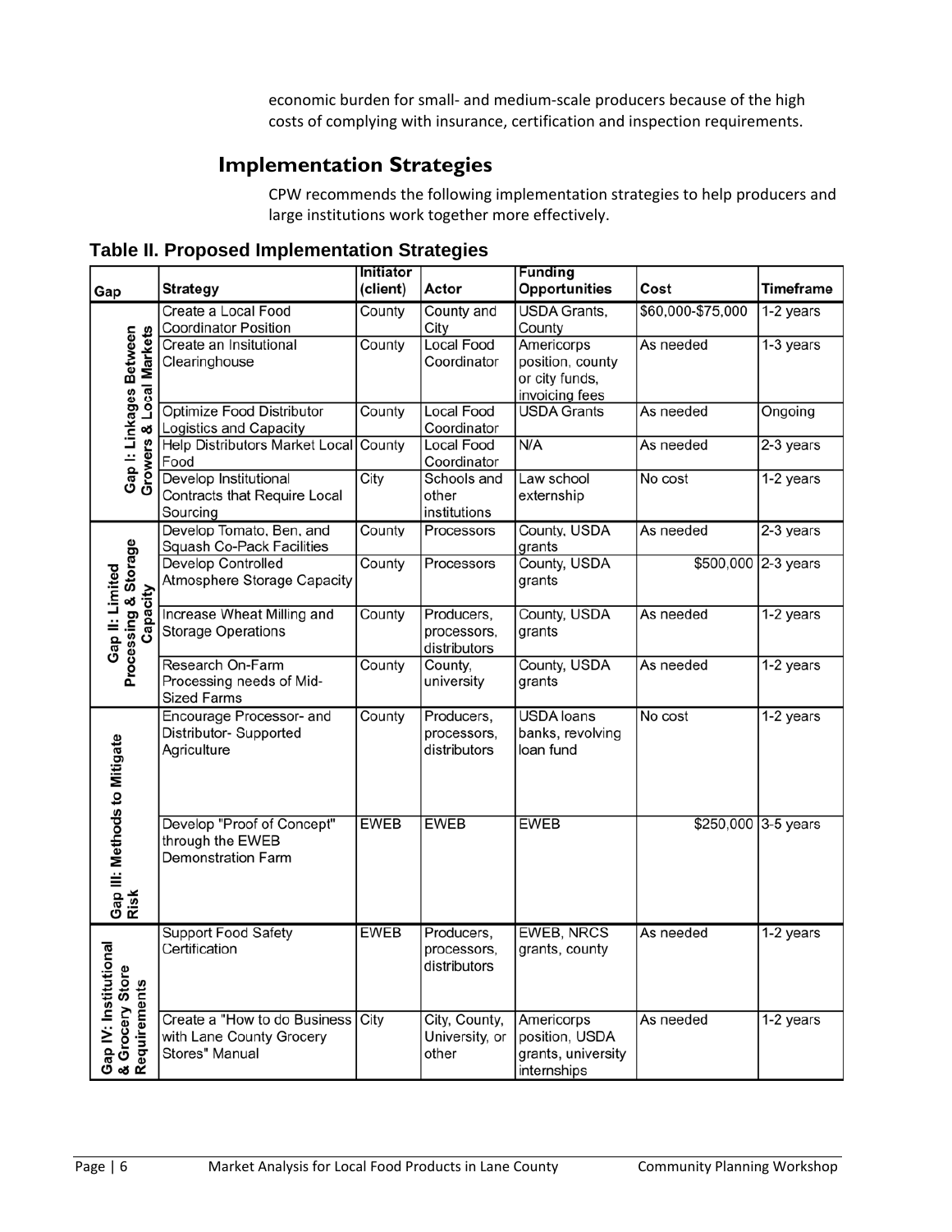economic burden for small- and medium-scale producers because of the high costs of complying with insurance, certification and inspection requirements.

## Implementation Strategies

CPW recommends the following implementation strategies to help producers and large institutions work together more effectively.

**Table II. Proposed Implementation Strategies**

| Gap | Strategy | Initiator (client) | Actor | Funding Opportunities | Cost | Timeframe |
|---|---|---|---|---|---|---|
| Gap I: Linkages Between Growers & Local Markets | Create a Local Food Coordinator Position | County | County and City | USDA Grants, County | $60,000-$75,000 | 1-2 years |
| | Create an Insitutional Clearinghouse | County | Local Food Coordinator | Americorps position, county or city funds, invoicing fees | As needed | 1-3 years |
| | Optimize Food Distributor Logistics and Capacity | County | Local Food Coordinator | USDA Grants | As needed | Ongoing |
| | Help Distributors Market Local Food | County | Local Food Coordinator | N/A | As needed | 2-3 years |
| | Develop Institutional Contracts that Require Local Sourcing | City | Schools and other institutions | Law school externship | No cost | 1-2 years |
| Gap II: Limited Processing & Storage Capacity | Develop Tomato, Ben, and Squash Co-Pack Facilities | County | Processors | County, USDA grants | As needed | 2-3 years |
| | Develop Controlled Atmosphere Storage Capacity | County | Processors | County, USDA grants | $500,000 | 2-3 years |
| | Increase Wheat Milling and Storage Operations | County | Producers, processors, distributors | County, USDA grants | As needed | 1-2 years |
| | Research On-Farm Processing needs of Mid-Sized Farms | County | County, university | County, USDA grants | As needed | 1-2 years |
| Gap III: Methods to Mitigate Risk | Encourage Processor- and Distributor- Supported Agriculture | County | Producers, processors, distributors | USDA loans banks, revolving loan fund | No cost | 1-2 years |
| | Develop "Proof of Concept" through the EWEB Demonstration Farm | EWEB | EWEB | EWEB | $250,000 | 3-5 years |
| Gap IV: Institutional & Grocery Store Requirements | Support Food Safety Certification | EWEB | Producers, processors, distributors | EWEB, NRCS grants, county | As needed | 1-2 years |
| | Create a "How to do Business with Lane County Grocery Stores" Manual | City | City, County, University, or other | Americorps position, USDA grants, university internships | As needed | 1-2 years |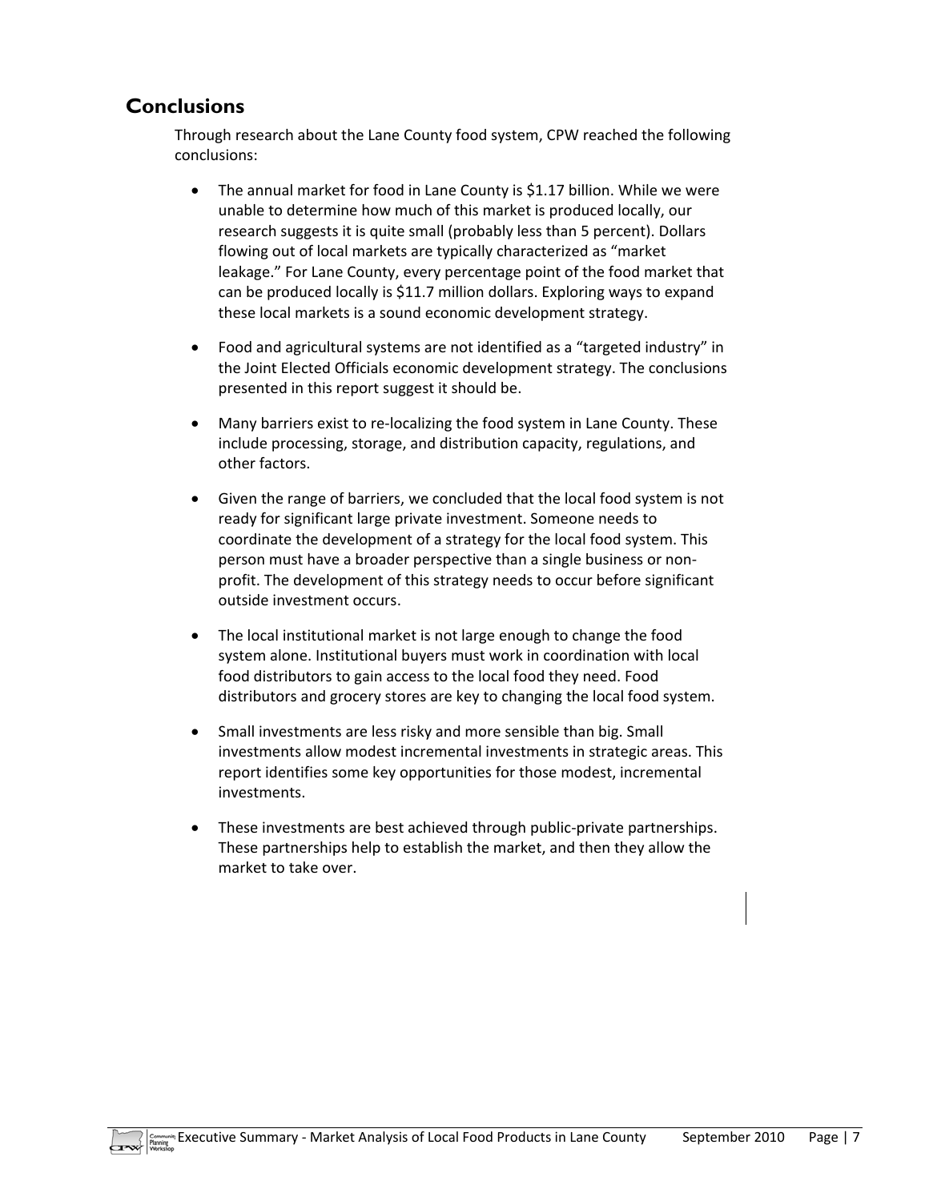## Conclusions

Through research about the Lane County food system, CPW reached the following conclusions:

- The annual market for food in Lane County is $1.17 billion. While we were unable to determine how much of this market is produced locally, our research suggests it is quite small (probably less than 5 percent). Dollars flowing out of local markets are typically characterized as "market leakage." For Lane County, every percentage point of the food market that can be produced locally is $11.7 million dollars. Exploring ways to expand these local markets is a sound economic development strategy.

- Food and agricultural systems are not identified as a "targeted industry" in the Joint Elected Officials economic development strategy. The conclusions presented in this report suggest it should be.

- Many barriers exist to re-localizing the food system in Lane County. These include processing, storage, and distribution capacity, regulations, and other factors.

- Given the range of barriers, we concluded that the local food system is not ready for significant large private investment. Someone needs to coordinate the development of a strategy for the local food system. This person must have a broader perspective than a single business or non-profit. The development of this strategy needs to occur before significant outside investment occurs.

- The local institutional market is not large enough to change the food system alone. Institutional buyers must work in coordination with local food distributors to gain access to the local food they need. Food distributors and grocery stores are key to changing the local food system.

- Small investments are less risky and more sensible than big. Small investments allow modest incremental investments in strategic areas. This report identifies some key opportunities for those modest, incremental investments.

- These investments are best achieved through public-private partnerships. These partnerships help to establish the market, and then they allow the market to take over.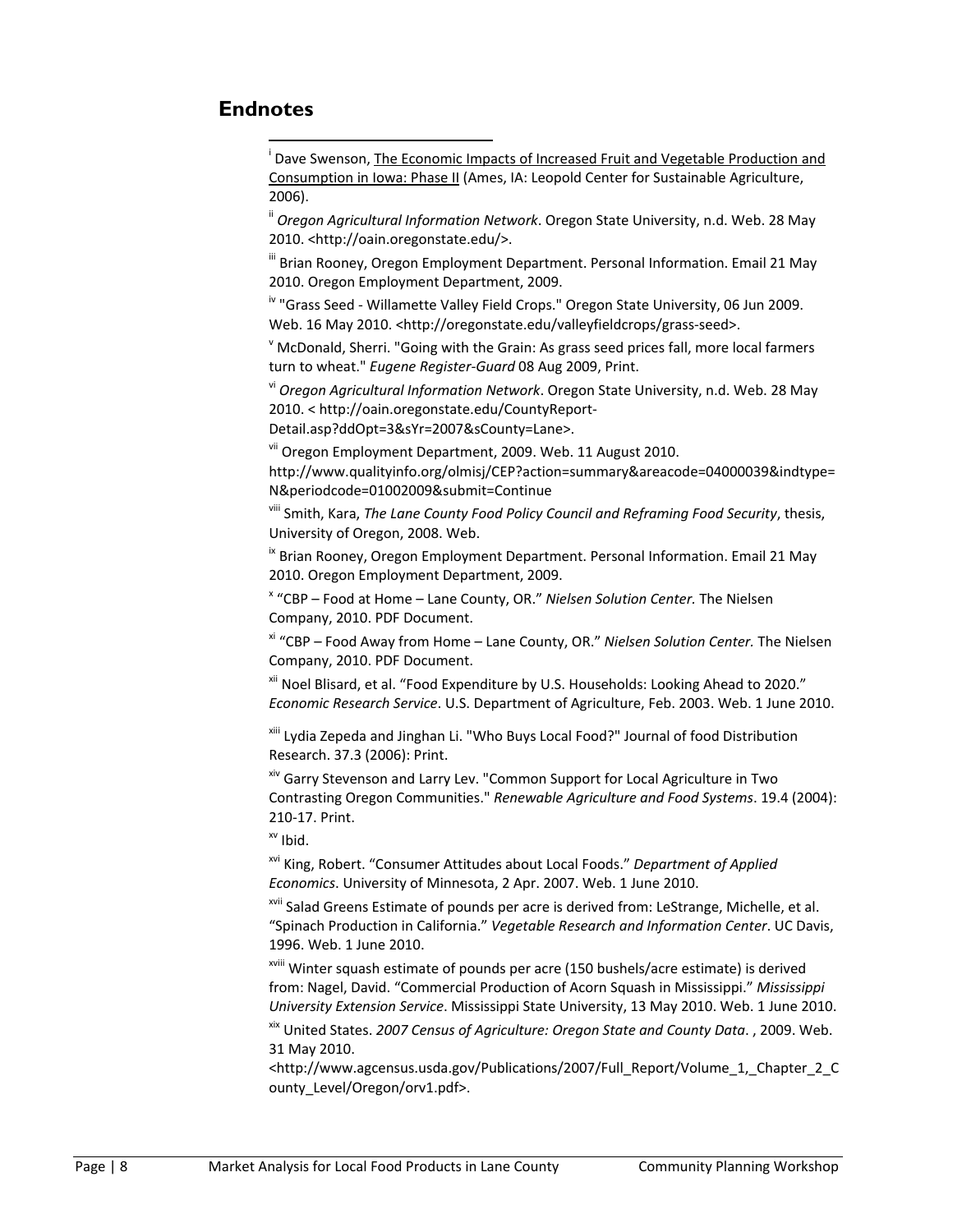## Endnotes

[i] Dave Swenson, The Economic Impacts of Increased Fruit and Vegetable Production and Consumption in Iowa: Phase II (Ames, IA: Leopold Center for Sustainable Agriculture, 2006).

[ii] *Oregon Agricultural Information Network*. Oregon State University, n.d. Web. 28 May 2010. <http://oain.oregonstate.edu/>.

[iii] Brian Rooney, Oregon Employment Department. Personal Information. Email 21 May 2010. Oregon Employment Department, 2009.

[iv] "Grass Seed - Willamette Valley Field Crops." Oregon State University, 06 Jun 2009. Web. 16 May 2010. <http://oregonstate.edu/valleyfieldcrops/grass-seed>.

[v] McDonald, Sherri. "Going with the Grain: As grass seed prices fall, more local farmers turn to wheat." *Eugene Register-Guard* 08 Aug 2009, Print.

[vi] *Oregon Agricultural Information Network*. Oregon State University, n.d. Web. 28 May 2010. < http://oain.oregonstate.edu/CountyReport-Detail.asp?ddOpt=3&sYr=2007&sCounty=Lane>.

[vii] Oregon Employment Department, 2009. Web. 11 August 2010. http://www.qualityinfo.org/olmisj/CEP?action=summary&areacode=04000039&indtype=N&periodcode=01002009&submit=Continue

[viii] Smith, Kara, *The Lane County Food Policy Council and Reframing Food Security*, thesis, University of Oregon, 2008. Web.

[ix] Brian Rooney, Oregon Employment Department. Personal Information. Email 21 May 2010. Oregon Employment Department, 2009.

[x] "CBP – Food at Home – Lane County, OR." *Nielsen Solution Center.* The Nielsen Company, 2010. PDF Document.

[xi] "CBP – Food Away from Home – Lane County, OR." *Nielsen Solution Center.* The Nielsen Company, 2010. PDF Document.

[xii] Noel Blisard, et al. "Food Expenditure by U.S. Households: Looking Ahead to 2020." *Economic Research Service*. U.S. Department of Agriculture, Feb. 2003. Web. 1 June 2010.

[xiii] Lydia Zepeda and Jinghan Li. "Who Buys Local Food?" Journal of food Distribution Research. 37.3 (2006): Print.

[xiv] Garry Stevenson and Larry Lev. "Common Support for Local Agriculture in Two Contrasting Oregon Communities." *Renewable Agriculture and Food Systems*. 19.4 (2004): 210-17. Print.

[xv] Ibid.

[xvi] King, Robert. "Consumer Attitudes about Local Foods." *Department of Applied Economics*. University of Minnesota, 2 Apr. 2007. Web. 1 June 2010.

[xvii] Salad Greens Estimate of pounds per acre is derived from: LeStrange, Michelle, et al. "Spinach Production in California." *Vegetable Research and Information Center*. UC Davis, 1996. Web. 1 June 2010.

[xviii] Winter squash estimate of pounds per acre (150 bushels/acre estimate) is derived from: Nagel, David. "Commercial Production of Acorn Squash in Mississippi." *Mississippi University Extension Service*. Mississippi State University, 13 May 2010. Web. 1 June 2010.

[xix] United States. *2007 Census of Agriculture: Oregon State and County Data*. , 2009. Web. 31 May 2010. <http://www.agcensus.usda.gov/Publications/2007/Full_Report/Volume_1,_Chapter_2_County_Level/Oregon/orv1.pdf>.